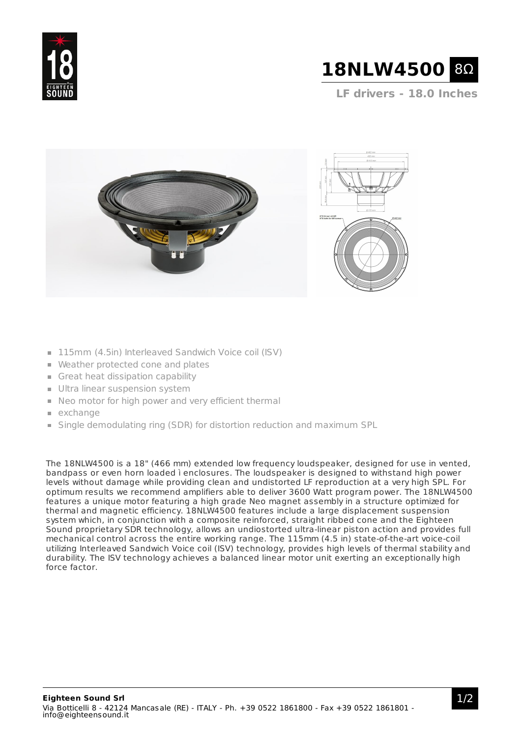# 18NLW4500 8Ω

**LF drivers - 18.0 Inches**

- 115mm (4.5in) Interleaved Sandwich Voice coil (ISV)
- Weather protected cone and plates
- Great heat dissipation capability
- Ultra linear suspension system
- Neo motor for high power and very efficient thermal
- exchange
- Single demodulating ring (SDR) for distortion reduction and maximum SPL

The 18NLW4500 is a 18" (466 mm) extended low frequency loudspeaker, designed for use in vented, bandpass or even horn loaded ì enclosures. The loudspeaker is designed to withstand high power levels without damage while providing clean and undistorted LF reproduction at a very high SPL. For optimum results we recommend amplifiers able to deliver 3600 Watt program power. The 18NLW4500 features a unique motor featuring a high grade Neo magnet assembly in a structure optimized for thermal and magnetic efficiency. 18NLW4500 features include a large displacement suspension system which, in conjunction with a composite reinforced, straight ribbed cone and the Eighteen Sound proprietary SDR technology, allows an undiostorted ultra-linear piston action and provides full mechanical control across the entire working range. The 115mm (4.5 in) state-of-the-art voice-coil utilizing Interleaved Sandwich Voice coil (ISV) technology, provides high levels of thermal stability and durability. The ISV technology achieves a balanced linear motor unit exerting an exceptionally high force factor.

**Eighteen Sound Srl**
Via Botticelli 8 - 42124 Mancasale (RE) - ITALY - Ph. +39 0522 1861800 - Fax +39 0522 1861801 - info@eighteensound.it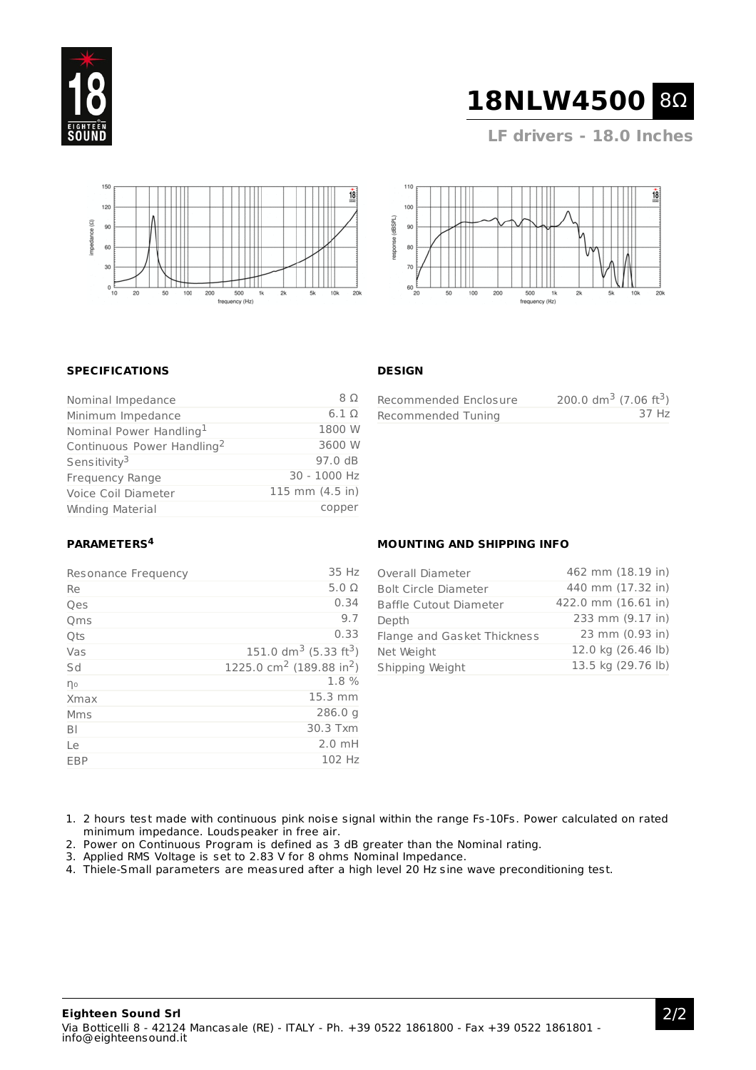# 18NLW4500 8Ω

## LF drivers - 18.0 Inches

150
120
90
60
30
0
impedance (Ω)
10 20 50 100 200 500 1k 2k 5k 10k 20k
frequency (Hz)

110
100
90
80
70
60
response (dBSPL)
20 50 100 200 500 1k 2k 5k 10k 20k
frequency (Hz)

### SPECIFICATIONS

| | |
|---|---|
| Nominal Impedance | 8 Ω |
| Minimum Impedance | 6.1 Ω |
| Nominal Power Handling[1] | 1800 W |
| Continuous Power Handling[2] | 3600 W |
| Sensitivity[3] | 97.0 dB |
| Frequency Range | 30 - 1000 Hz |
| Voice Coil Diameter | 115 mm (4.5 in) |
| Winding Material | copper |

### DESIGN

| | |
|---|---|
| Recommended Enclosure | 200.0 $dm^3$ (7.06 $ft^3$) |
| Recommended Tuning | 37 Hz |

### PARAMETERS[4]

| | |
|---|---|
| Resonance Frequency | 35 Hz |
| Re | 5.0 Ω |
| Qes | 0.34 |
| Qms | 9.7 |
| Qts | 0.33 |
| Vas | 151.0 $dm^3$ (5.33 $ft^3$) |
| Sd | 1225.0 $cm^2$ (189.88 $in^2$) |
| $\eta_0$ | 1.8 % |
| Xmax | 15.3 mm |
| Mms | 286.0 g |
| Bl | 30.3 Txm |
| Le | 2.0 mH |
| EBP | 102 Hz |

### MOUNTING AND SHIPPING INFO

| | |
|---|---|
| Overall Diameter | 462 mm (18.19 in) |
| Bolt Circle Diameter | 440 mm (17.32 in) |
| Baffle Cutout Diameter | 422.0 mm (16.61 in) |
| Depth | 233 mm (9.17 in) |
| Flange and Gasket Thickness | 23 mm (0.93 in) |
| Net Weight | 12.0 kg (26.46 lb) |
| Shipping Weight | 13.5 kg (29.76 lb) |

1. 2 hours test made with continuous pink noise signal within the range Fs-10Fs. Power calculated on rated minimum impedance. Loudspeaker in free air.
2. Power on Continuous Program is defined as 3 dB greater than the Nominal rating.
3. Applied RMS Voltage is set to 2.83 V for 8 ohms Nominal Impedance.
4. Thiele-Small parameters are measured after a high level 20 Hz sine wave preconditioning test.

**Eighteen Sound Srl**
Via Botticelli 8 - 42124 Mancasale (RE) - ITALY - Ph. +39 0522 1861800 - Fax +39 0522 1861801 - info@eighteensound.it